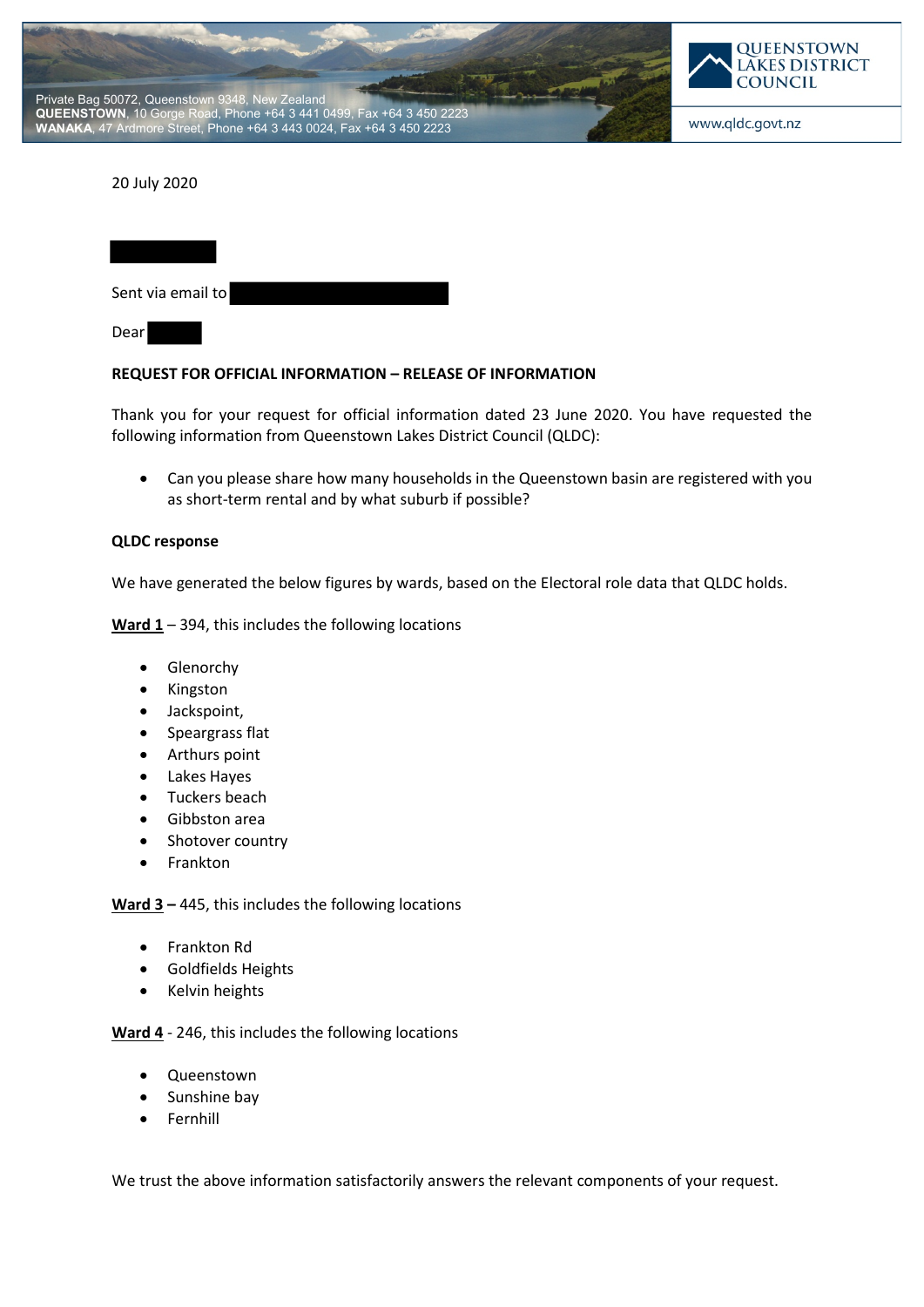Private Bag 50072, Queenstown 9348, New Zealand
**QUEENSTOWN**, 10 Gorge Road, Phone +64 3 441 0499, Fax +64 3 450 2223
**WANAKA**, 47 Ardmore Street, Phone +64 3 443 0024, Fax +64 3 450 2223

QUEENSTOWN LAKES DISTRICT COUNCIL

www.qldc.govt.nz

20 July 2020

Sent via email to

Dear

**REQUEST FOR OFFICIAL INFORMATION – RELEASE OF INFORMATION**

Thank you for your request for official information dated 23 June 2020. You have requested the following information from Queenstown Lakes District Council (QLDC):

- Can you please share how many households in the Queenstown basin are registered with you as short-term rental and by what suburb if possible?

**QLDC response**

We have generated the below figures by wards, based on the Electoral role data that QLDC holds.

**Ward 1** – 394, this includes the following locations

- Glenorchy
- Kingston
- Jackspoint,
- Speargrass flat
- Arthurs point
- Lakes Hayes
- Tuckers beach
- Gibbston area
- Shotover country
- Frankton

**Ward 3 –** 445, this includes the following locations

- Frankton Rd
- Goldfields Heights
- Kelvin heights

**Ward 4** - 246, this includes the following locations

- Queenstown
- Sunshine bay
- Fernhill

We trust the above information satisfactorily answers the relevant components of your request.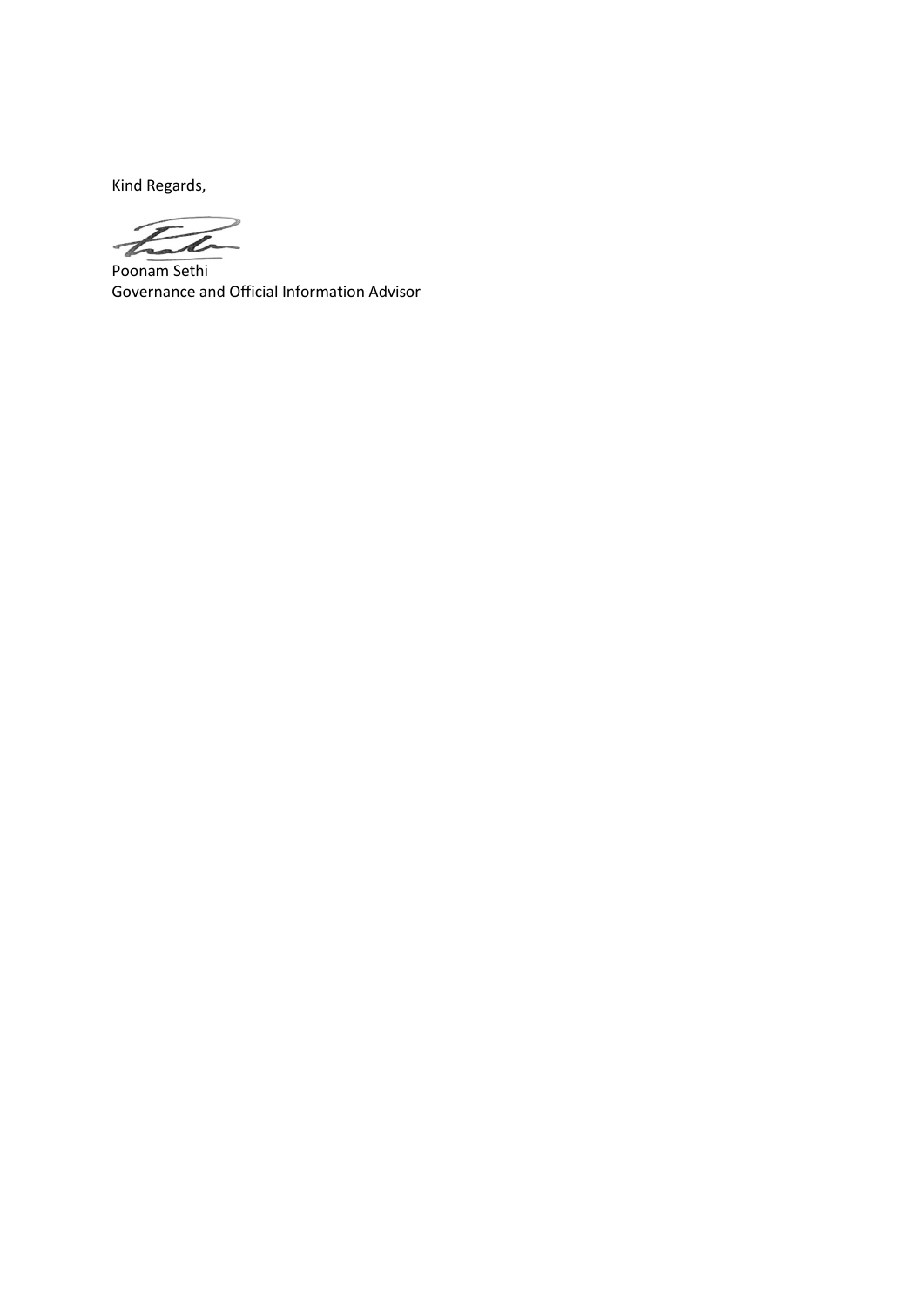Kind Regards,

Poonam Sethi
Governance and Official Information Advisor